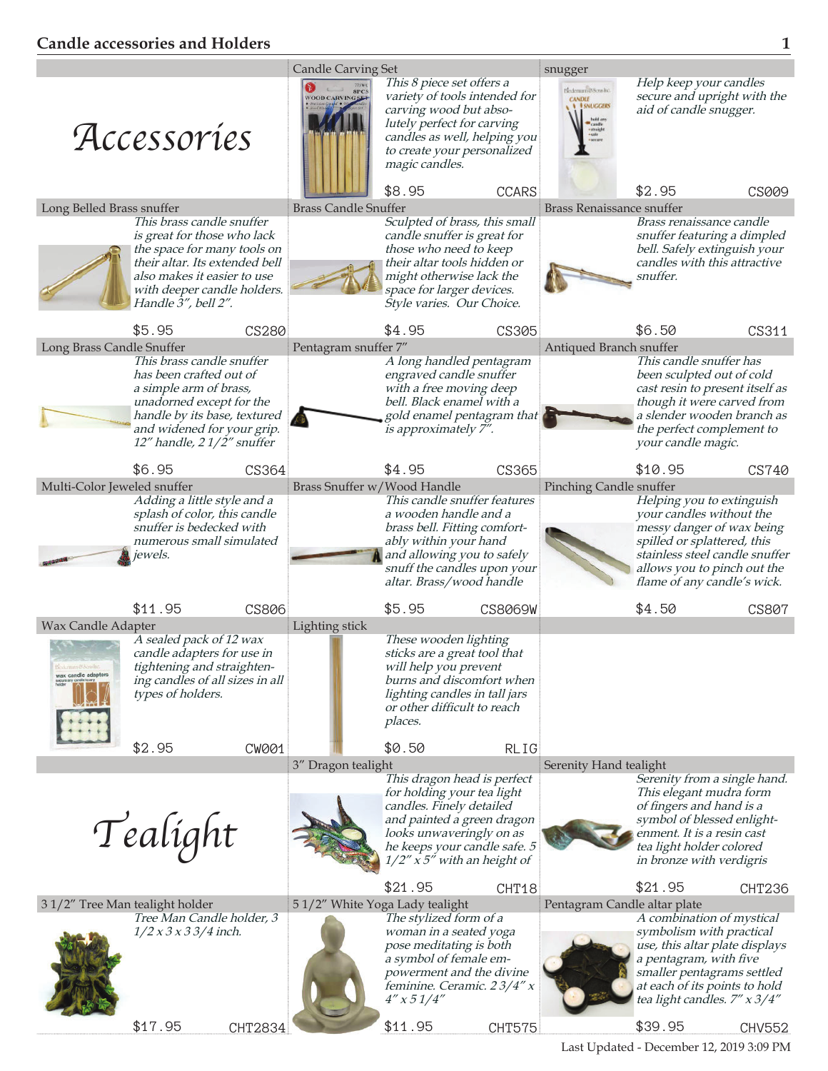## Candle accessories and Holders

# Accessories

### Candle Carving Set

*This 8 piece set offers a variety of tools intended for carving wood but absolutely perfect for carving candles as well, helping you to create your personalized magic candles.*

$8.95 CCARS

### snugger

*Help keep your candles secure and upright with the aid of candle snugger.*

$2.95 CS009

### Long Belled Brass snuffer

*This brass candle snuffer is great for those who lack the space for many tools on their altar. Its extended bell also makes it easier to use with deeper candle holders. Handle 3", bell 2".*

$5.95 CS280

### Brass Candle Snuffer

*Sculpted of brass, this small candle snuffer is great for those who need to keep their altar tools hidden or might otherwise lack the space for larger devices. Style varies. Our Choice.*

$4.95 CS305

### Brass Renaissance snuffer

*Brass renaissance candle snuffer featuring a dimpled bell. Safely extinguish your candles with this attractive snuffer.*

$6.50 CS311

### Long Brass Candle Snuffer

*This brass candle snuffer has been crafted out of a simple arm of brass, unadorned except for the handle by its base, textured and widened for your grip. 12" handle, 2 1/2" snuffer*

$6.95 CS364

### Pentagram snuffer 7"

*A long handled pentagram engraved candle snuffer with a free moving deep bell. Black enamel with a gold enamel pentagram that is approximately 7".*

$4.95 CS365

### Antiqued Branch snuffer

*This candle snuffer has been sculpted out of cold cast resin to present itself as though it were carved from a slender wooden branch as the perfect complement to your candle magic.*

$10.95 CS740

### Multi-Color Jeweled snuffer

*Adding a little style and a splash of color, this candle snuffer is bedecked with numerous small simulated jewels.*

$11.95 CS806

### Brass Snuffer w/Wood Handle

*This candle snuffer features a wooden handle and a brass bell. Fitting comfortably within your hand and allowing you to safely snuff the candles upon your altar. Brass/wood handle*

$5.95 CS8069W

### Pinching Candle snuffer

*Helping you to extinguish your candles without the messy danger of wax being spilled or splattered, this stainless steel candle snuffer allows you to pinch out the flame of any candle's wick.*

$4.50 CS807

### Wax Candle Adapter

*A sealed pack of 12 wax candle adapters for use in tightening and straightening candles of all sizes in all types of holders.*

$2.95 CW001

### Lighting stick

*These wooden lighting sticks are a great tool that will help you prevent burns and discomfort when lighting candles in tall jars or other difficult to reach places.*

$0.50 RLIG

# Tealight

### 3" Dragon tealight

*This dragon head is perfect for holding your tea light candles. Finely detailed and painted a green dragon looks unwaveringly on as he keeps your candle safe. 5 1/2" x 5" with an height of*

$21.95 CHT18

### Serenity Hand tealight

*Serenity from a single hand. This elegant mudra form of fingers and hand is a symbol of blessed enlightenment. It is a resin cast tea light holder colored in bronze with verdigris*

$21.95 CHT236

### 3 1/2" Tree Man tealight holder

*Tree Man Candle holder, 3 1/2 x 3 x 3 3/4 inch.*

$17.95 CHT2834

### 5 1/2" White Yoga Lady tealight

*The stylized form of a woman in a seated yoga pose meditating is both a symbol of female empowerment and the divine feminine. Ceramic. 2 3/4" x 4" x 5 1/4"*

$11.95 CHT575

### Pentagram Candle altar plate

*A combination of mystical symbolism with practical use, this altar plate displays a pentagram, with five smaller pentagrams settled at each of its points to hold tea light candles. 7" x 3/4"*

$39.95 CHV552

Last Updated - December 12, 2019 3:09 PM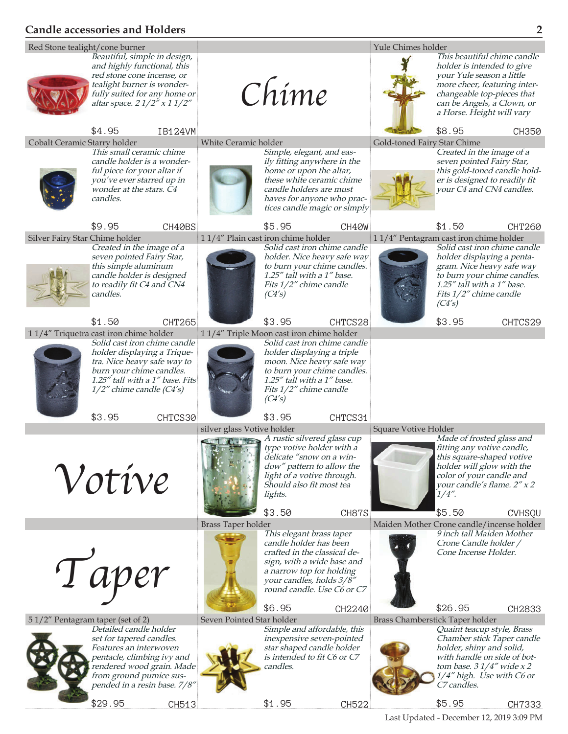## Candle accessories and Holders

### Red Stone tealight/cone burner

*Beautiful, simple in design, and highly functional, this red stone cone incense, or tealight burner is wonderfully suited for any home or altar space. 2 1/2" x 1 1/2"*

$4.95 IB124VM

# Chime

### Yule Chimes holder

*This beautiful chime candle holder is intended to give your Yule season a little more cheer, featuring interchangeable top-pieces that can be Angels, a Clown, or a Horse. Height will vary*

$8.95 CH350

### Cobalt Ceramic Starry holder

*This small ceramic chime candle holder is a wonderful piece for your altar if you've ever starred up in wonder at the stars. C4 candles.*

$9.95 CH40BS

### White Ceramic holder

*Simple, elegant, and easily fitting anywhere in the home or upon the altar, these white ceramic chime candle holders are must haves for anyone who practices candle magic or simply*

$5.95 CH40W

### Gold-toned Fairy Star Chime

*Created in the image of a seven pointed Fairy Star, this gold-toned candle holder is designed to readily fit your C4 and CN4 candles.*

$1.50 CHT260

### Silver Fairy Star Chime holder

*Created in the image of a seven pointed Fairy Star, this simple aluminum candle holder is designed to readily fit C4 and CN4 candles.*

$1.50 CHT265

### 1 1/4" Plain cast iron chime holder

*Solid cast iron chime candle holder. Nice heavy safe way to burn your chime candles. 1.25" tall with a 1" base. Fits 1/2" chime candle (C4's)*

$3.95 CHTCS28

### 1 1/4" Pentagram cast iron chime holder

*Solid cast iron chime candle holder displaying a pentagram. Nice heavy safe way to burn your chime candles. 1.25" tall with a 1" base. Fits 1/2" chime candle (C4's)*

$3.95 CHTCS29

### 1 1/4" Triquetra cast iron chime holder

*Solid cast iron chime candle holder displaying a Triquetra. Nice heavy safe way to burn your chime candles. 1.25" tall with a 1" base. Fits 1/2" chime candle (C4's)*

$3.95 CHTCS30

### 1 1/4" Triple Moon cast iron chime holder

*Solid cast iron chime candle holder displaying a triple moon. Nice heavy safe way to burn your chime candles. 1.25" tall with a 1" base. Fits 1/2" chime candle (C4's)*

$3.95 CHTCS31

# Votive

### silver glass Votive holder

*A rustic silvered glass cup type votive holder with a delicate "snow on a window" pattern to allow the light of a votive through. Should also fit most tea lights.*

$3.50 CH87S

### Square Votive Holder

*Made of frosted glass and fitting any votive candle, this square-shaped votive holder will glow with the color of your candle and your candle's flame. 2" x 2 1/4".*

$5.50 CVHSQU

# Taper

### Brass Taper holder

*This elegant brass taper candle holder has been crafted in the classical design, with a wide base and a narrow top for holding your candles, holds 3/8" round candle. Use C6 or C7*

$6.95 CH2240

### Maiden Mother Crone candle/incense holder

*9 inch tall Maiden Mother Crone Candle holder / Cone Incense Holder.*

$26.95 CH2833

### 5 1/2" Pentagram taper (set of 2)

*Detailed candle holder set for tapered candles. Features an interwoven pentacle, climbing ivy and rendered wood grain. Made from ground pumice suspended in a resin base. 7/8"*

$29.95 CH513

### Seven Pointed Star holder

*Simple and affordable, this inexpensive seven-pointed star shaped candle holder is intended to fit C6 or C7 candles.*

$1.95 CH522

### Brass Chamberstick Taper holder

*Quaint teacup style, Brass Chamber stick Taper candle holder, shiny and solid, with handle on side of bottom base. 3 1/4" wide x 2 1/4" high. Use with C6 or C7 candles.*

$5.95 CH7333

Last Updated - December 12, 2019 3:09 PM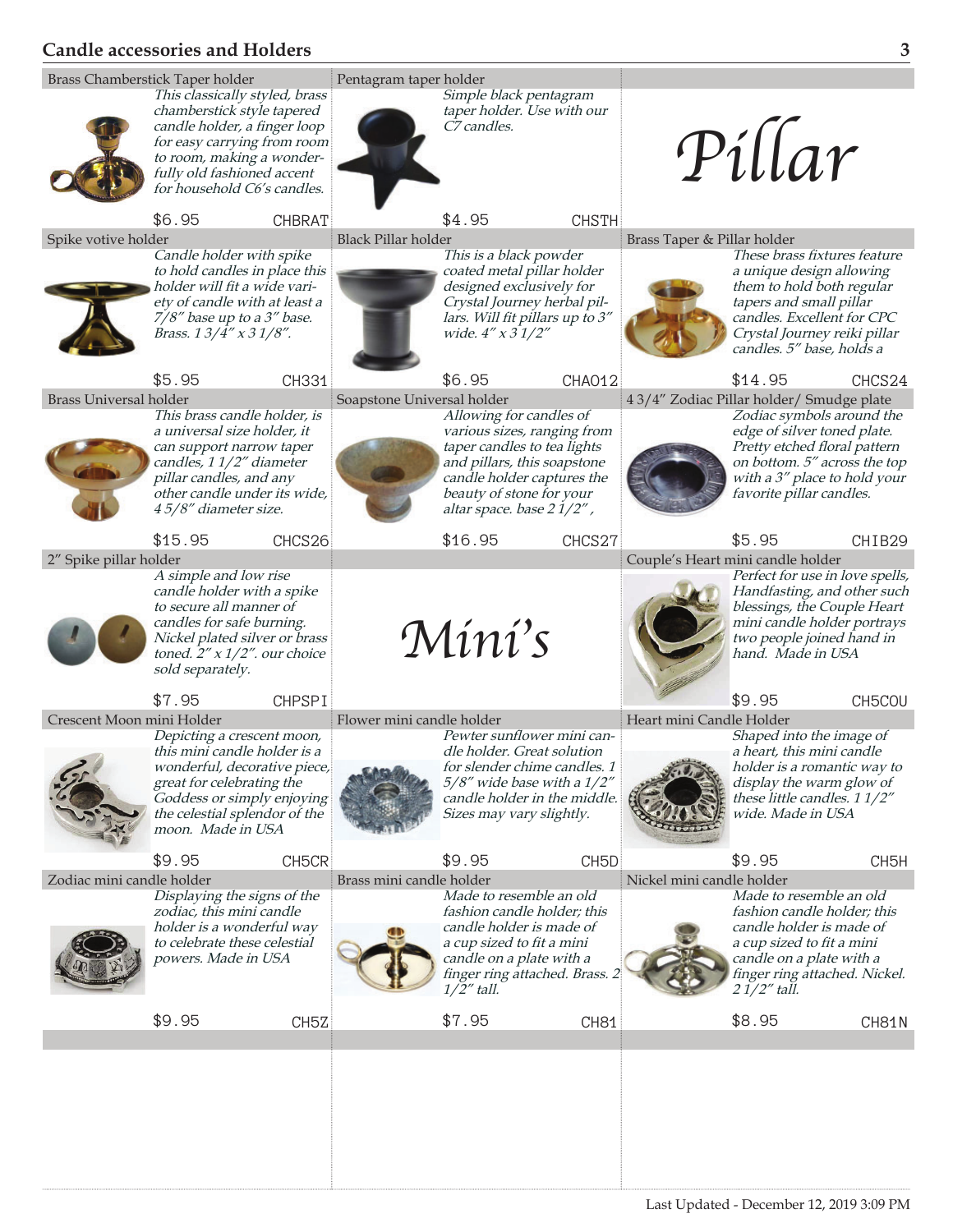## Candle accessories and Holders

### Brass Chamberstick Taper holder

*This classically styled, brass chamberstick style tapered candle holder, a finger loop for easy carrying from room to room, making a wonderfully old fashioned accent for household C6's candles.*

$6.95 CHBRAT

### Pentagram taper holder

*Simple black pentagram taper holder. Use with our C7 candles.*

$4.95 CHSTH

# *Pillar*

### Spike votive holder

*Candle holder with spike to hold candles in place this holder will fit a wide variety of candle with at least a 7/8" base up to a 3" base. Brass. 1 3/4" x 3 1/8".*

$5.95 CH331

### Black Pillar holder

*This is a black powder coated metal pillar holder designed exclusively for Crystal Journey herbal pillars. Will fit pillars up to 3" wide. 4" x 3 1/2"*

$6.95 CHA012

### Brass Taper & Pillar holder

*These brass fixtures feature a unique design allowing them to hold both regular tapers and small pillar candles. Excellent for CPC Crystal Journey reiki pillar candles. 5" base, holds a*

$14.95 CHCS24

### Brass Universal holder

*This brass candle holder, is a universal size holder, it can support narrow taper candles, 1 1/2" diameter pillar candles, and any other candle under its wide, 4 5/8" diameter size.*

$15.95 CHCS26

### Soapstone Universal holder

*Allowing for candles of various sizes, ranging from taper candles to tea lights and pillars, this soapstone candle holder captures the beauty of stone for your altar space. base 2 1/2",*

$16.95 CHCS27

### 4 3/4" Zodiac Pillar holder/ Smudge plate

*Zodiac symbols around the edge of silver toned plate. Pretty etched floral pattern on bottom. 5" across the top with a 3" place to hold your favorite pillar candles.*

$5.95 CHIB29

### 2" Spike pillar holder

*A simple and low rise candle holder with a spike to secure all manner of candles for safe burning. Nickel plated silver or brass toned. 2" x 1/2". our choice sold separately.*

$7.95 CHPSPI

# *Mini's*

### Couple's Heart mini candle holder

*Perfect for use in love spells, Handfasting, and other such blessings, the Couple Heart mini candle holder portrays two people joined hand in hand. Made in USA*

$9.95 CH5COU

### Crescent Moon mini Holder

*Depicting a crescent moon, this mini candle holder is a wonderful, decorative piece, great for celebrating the Goddess or simply enjoying the celestial splendor of the moon. Made in USA*

$9.95 CH5CR

### Flower mini candle holder

*Pewter sunflower mini candle holder. Great solution for slender chime candles. 1 5/8" wide base with a 1/2" candle holder in the middle. Sizes may vary slightly.*

$9.95 CH5D

### Heart mini Candle Holder

*Shaped into the image of a heart, this mini candle holder is a romantic way to display the warm glow of these little candles. 1 1/2" wide. Made in USA*

$9.95 CH5H

### Zodiac mini candle holder

*Displaying the signs of the zodiac, this mini candle holder is a wonderful way to celebrate these celestial powers. Made in USA*

$9.95 CH5Z

### Brass mini candle holder

*Made to resemble an old fashion candle holder; this candle holder is made of a cup sized to fit a mini candle on a plate with a finger ring attached. Brass. 2 1/2" tall.*

$7.95 CH81

### Nickel mini candle holder

*Made to resemble an old fashion candle holder; this candle holder is made of a cup sized to fit a mini candle on a plate with a finger ring attached. Nickel. 2 1/2" tall.*

$8.95 CH81N

Last Updated - December 12, 2019 3:09 PM